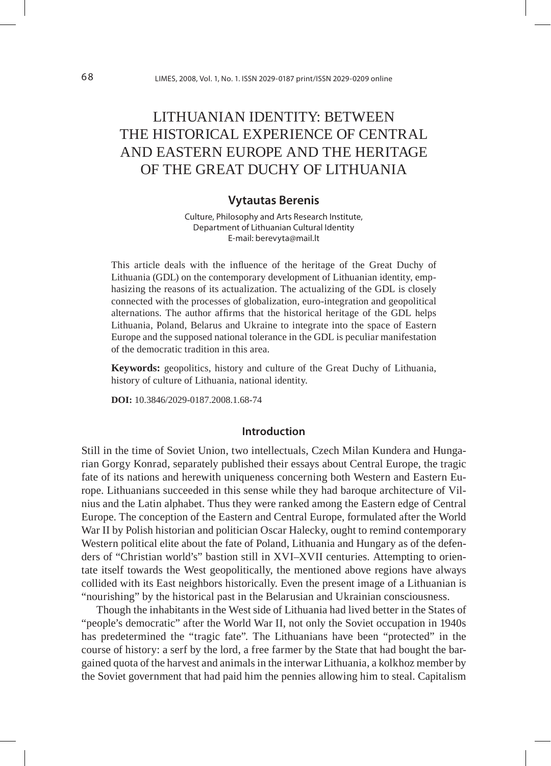# LITHUANIAN IDENTITY: BETWEEN THE HISTORICAL EXPERIENCE OF CENTRAL AND EASTERN EUROPE AND THE HERITAGE OF THE GREAT DUCHY OF LITHUANIA

**Vytautas Berenis**

Culture, Philosophy and Arts Research Institute,
Department of Lithuanian Cultural Identity
E-mail: berevyta@mail.lt

This article deals with the influence of the heritage of the Great Duchy of Lithuania (GDL) on the contemporary development of Lithuanian identity, emphasizing the reasons of its actualization. The actualizing of the GDL is closely connected with the processes of globalization, euro-integration and geopolitical alternations. The author affirms that the historical heritage of the GDL helps Lithuania, Poland, Belarus and Ukraine to integrate into the space of Eastern Europe and the supposed national tolerance in the GDL is peculiar manifestation of the democratic tradition in this area.

**Keywords:** geopolitics, history and culture of the Great Duchy of Lithuania, history of culture of Lithuania, national identity.

**DOI:** 10.3846/2029-0187.2008.1.68-74

## Introduction

Still in the time of Soviet Union, two intellectuals, Czech Milan Kundera and Hungarian Gorgy Konrad, separately published their essays about Central Europe, the tragic fate of its nations and herewith uniqueness concerning both Western and Eastern Europe. Lithuanians succeeded in this sense while they had baroque architecture of Vilnius and the Latin alphabet. Thus they were ranked among the Eastern edge of Central Europe. The conception of the Eastern and Central Europe, formulated after the World War II by Polish historian and politician Oscar Halecky, ought to remind contemporary Western political elite about the fate of Poland, Lithuania and Hungary as of the defenders of "Christian world's" bastion still in XVI–XVII centuries. Attempting to orientate itself towards the West geopolitically, the mentioned above regions have always collided with its East neighbors historically. Even the present image of a Lithuanian is "nourishing" by the historical past in the Belarusian and Ukrainian consciousness.

Though the inhabitants in the West side of Lithuania had lived better in the States of "people's democratic" after the World War II, not only the Soviet occupation in 1940s has predetermined the "tragic fate". The Lithuanians have been "protected" in the course of history: a serf by the lord, a free farmer by the State that had bought the bargained quota of the harvest and animals in the interwar Lithuania, a kolkhoz member by the Soviet government that had paid him the pennies allowing him to steal. Capitalism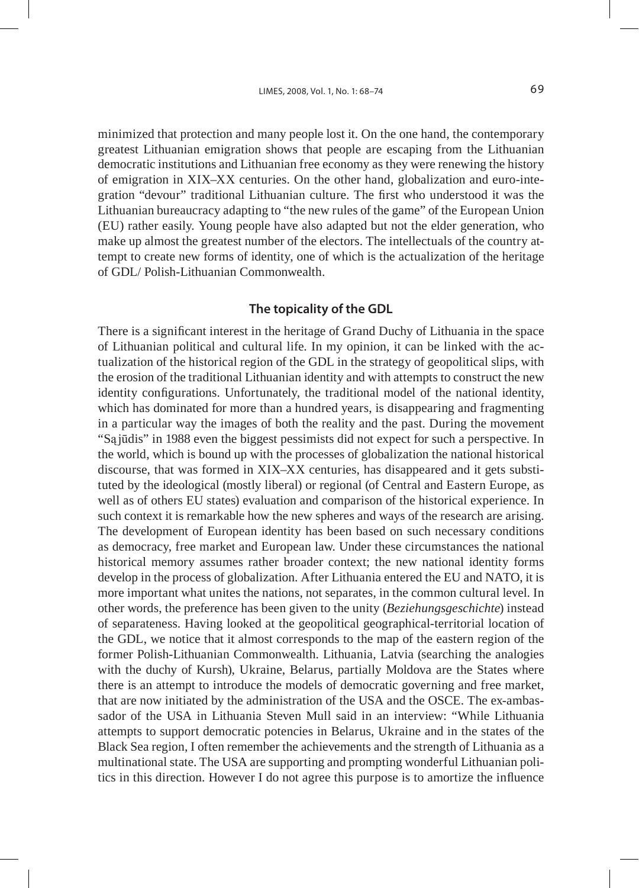minimized that protection and many people lost it. On the one hand, the contemporary greatest Lithuanian emigration shows that people are escaping from the Lithuanian democratic institutions and Lithuanian free economy as they were renewing the history of emigration in XIX–XX centuries. On the other hand, globalization and euro-integration "devour" traditional Lithuanian culture. The first who understood it was the Lithuanian bureaucracy adapting to "the new rules of the game" of the European Union (EU) rather easily. Young people have also adapted but not the elder generation, who make up almost the greatest number of the electors. The intellectuals of the country attempt to create new forms of identity, one of which is the actualization of the heritage of GDL/ Polish-Lithuanian Commonwealth.

## The topicality of the GDL

There is a significant interest in the heritage of Grand Duchy of Lithuania in the space of Lithuanian political and cultural life. In my opinion, it can be linked with the actualization of the historical region of the GDL in the strategy of geopolitical slips, with the erosion of the traditional Lithuanian identity and with attempts to construct the new identity configurations. Unfortunately, the traditional model of the national identity, which has dominated for more than a hundred years, is disappearing and fragmenting in a particular way the images of both the reality and the past. During the movement "Sąjūdis" in 1988 even the biggest pessimists did not expect for such a perspective. In the world, which is bound up with the processes of globalization the national historical discourse, that was formed in XIX–XX centuries, has disappeared and it gets substituted by the ideological (mostly liberal) or regional (of Central and Eastern Europe, as well as of others EU states) evaluation and comparison of the historical experience. In such context it is remarkable how the new spheres and ways of the research are arising. The development of European identity has been based on such necessary conditions as democracy, free market and European law. Under these circumstances the national historical memory assumes rather broader context; the new national identity forms develop in the process of globalization. After Lithuania entered the EU and NATO, it is more important what unites the nations, not separates, in the common cultural level. In other words, the preference has been given to the unity (*Beziehungsgeschichte*) instead of separateness. Having looked at the geopolitical geographical-territorial location of the GDL, we notice that it almost corresponds to the map of the eastern region of the former Polish-Lithuanian Commonwealth. Lithuania, Latvia (searching the analogies with the duchy of Kursh), Ukraine, Belarus, partially Moldova are the States where there is an attempt to introduce the models of democratic governing and free market, that are now initiated by the administration of the USA and the OSCE. The ex-ambassador of the USA in Lithuania Steven Mull said in an interview: "While Lithuania attempts to support democratic potencies in Belarus, Ukraine and in the states of the Black Sea region, I often remember the achievements and the strength of Lithuania as a multinational state. The USA are supporting and prompting wonderful Lithuanian politics in this direction. However I do not agree this purpose is to amortize the influence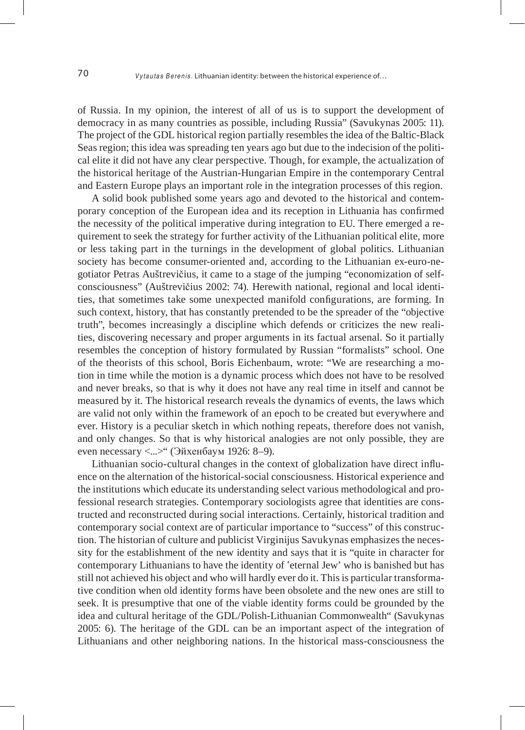of Russia. In my opinion, the interest of all of us is to support the development of democracy in as many countries as possible, including Russia" (Savukynas 2005: 11). The project of the GDL historical region partially resembles the idea of the Baltic-Black Seas region; this idea was spreading ten years ago but due to the indecision of the political elite it did not have any clear perspective. Though, for example, the actualization of the historical heritage of the Austrian-Hungarian Empire in the contemporary Central and Eastern Europe plays an important role in the integration processes of this region.

A solid book published some years ago and devoted to the historical and contemporary conception of the European idea and its reception in Lithuania has confirmed the necessity of the political imperative during integration to EU. There emerged a requirement to seek the strategy for further activity of the Lithuanian political elite, more or less taking part in the turnings in the development of global politics. Lithuanian society has become consumer-oriented and, according to the Lithuanian ex-euro-negotiator Petras Auštrevičius, it came to a stage of the jumping "economization of self-consciousness" (Auštrevičius 2002: 74). Herewith national, regional and local identities, that sometimes take some unexpected manifold configurations, are forming. In such context, history, that has constantly pretended to be the spreader of the "objective truth", becomes increasingly a discipline which defends or criticizes the new realities, discovering necessary and proper arguments in its factual arsenal. So it partially resembles the conception of history formulated by Russian "formalists" school. One of the theorists of this school, Boris Eichenbaum, wrote: "We are researching a motion in time while the motion is a dynamic process which does not have to be resolved and never breaks, so that is why it does not have any real time in itself and cannot be measured by it. The historical research reveals the dynamics of events, the laws which are valid not only within the framework of an epoch to be created but everywhere and ever. History is a peculiar sketch in which nothing repeats, therefore does not vanish, and only changes. So that is why historical analogies are not only possible, they are even necessary <...>" (Эйхенбаум 1926: 8–9).

Lithuanian socio-cultural changes in the context of globalization have direct influence on the alternation of the historical-social consciousness. Historical experience and the institutions which educate its understanding select various methodological and professional research strategies. Contemporary sociologists agree that identities are constructed and reconstructed during social interactions. Certainly, historical tradition and contemporary social context are of particular importance to "success" of this construction. The historian of culture and publicist Virginijus Savukynas emphasizes the necessity for the establishment of the new identity and says that it is "quite in character for contemporary Lithuanians to have the identity of 'eternal Jew' who is banished but has still not achieved his object and who will hardly ever do it. This is particular transformative condition when old identity forms have been obsolete and the new ones are still to seek. It is presumptive that one of the viable identity forms could be grounded by the idea and cultural heritage of the GDL/Polish-Lithuanian Commonwealth" (Savukynas 2005: 6). The heritage of the GDL can be an important aspect of the integration of Lithuanians and other neighboring nations. In the historical mass-consciousness the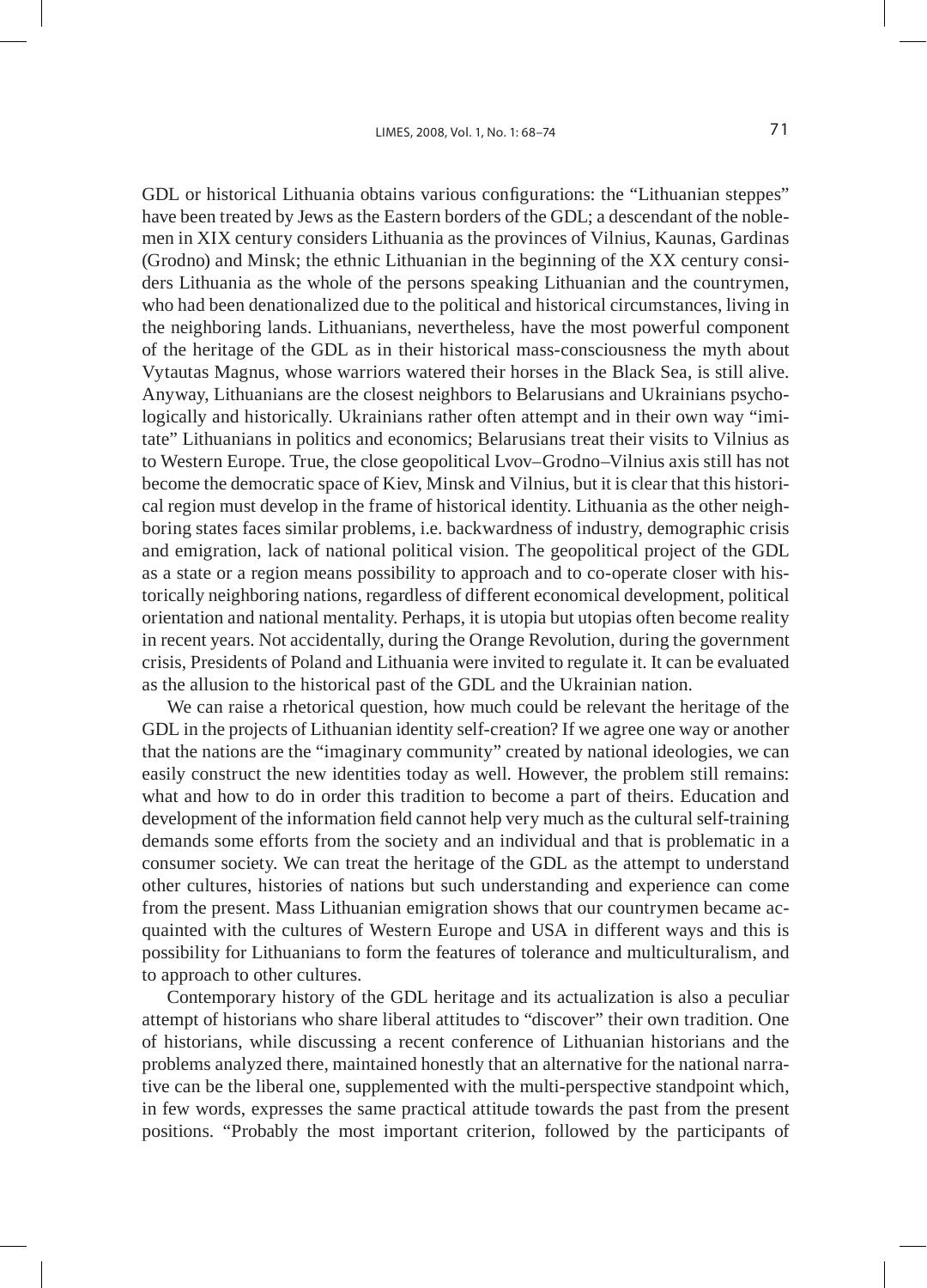GDL or historical Lithuania obtains various configurations: the "Lithuanian steppes" have been treated by Jews as the Eastern borders of the GDL; a descendant of the noblemen in XIX century considers Lithuania as the provinces of Vilnius, Kaunas, Gardinas (Grodno) and Minsk; the ethnic Lithuanian in the beginning of the XX century considers Lithuania as the whole of the persons speaking Lithuanian and the countrymen, who had been denationalized due to the political and historical circumstances, living in the neighboring lands. Lithuanians, nevertheless, have the most powerful component of the heritage of the GDL as in their historical mass-consciousness the myth about Vytautas Magnus, whose warriors watered their horses in the Black Sea, is still alive. Anyway, Lithuanians are the closest neighbors to Belarusians and Ukrainians psychologically and historically. Ukrainians rather often attempt and in their own way "imitate" Lithuanians in politics and economics; Belarusians treat their visits to Vilnius as to Western Europe. True, the close geopolitical Lvov–Grodno–Vilnius axis still has not become the democratic space of Kiev, Minsk and Vilnius, but it is clear that this historical region must develop in the frame of historical identity. Lithuania as the other neighboring states faces similar problems, i.e. backwardness of industry, demographic crisis and emigration, lack of national political vision. The geopolitical project of the GDL as a state or a region means possibility to approach and to co-operate closer with historically neighboring nations, regardless of different economical development, political orientation and national mentality. Perhaps, it is utopia but utopias often become reality in recent years. Not accidentally, during the Orange Revolution, during the government crisis, Presidents of Poland and Lithuania were invited to regulate it. It can be evaluated as the allusion to the historical past of the GDL and the Ukrainian nation.

We can raise a rhetorical question, how much could be relevant the heritage of the GDL in the projects of Lithuanian identity self-creation? If we agree one way or another that the nations are the "imaginary community" created by national ideologies, we can easily construct the new identities today as well. However, the problem still remains: what and how to do in order this tradition to become a part of theirs. Education and development of the information field cannot help very much as the cultural self-training demands some efforts from the society and an individual and that is problematic in a consumer society. We can treat the heritage of the GDL as the attempt to understand other cultures, histories of nations but such understanding and experience can come from the present. Mass Lithuanian emigration shows that our countrymen became acquainted with the cultures of Western Europe and USA in different ways and this is possibility for Lithuanians to form the features of tolerance and multiculturalism, and to approach to other cultures.

Contemporary history of the GDL heritage and its actualization is also a peculiar attempt of historians who share liberal attitudes to "discover" their own tradition. One of historians, while discussing a recent conference of Lithuanian historians and the problems analyzed there, maintained honestly that an alternative for the national narrative can be the liberal one, supplemented with the multi-perspective standpoint which, in few words, expresses the same practical attitude towards the past from the present positions. "Probably the most important criterion, followed by the participants of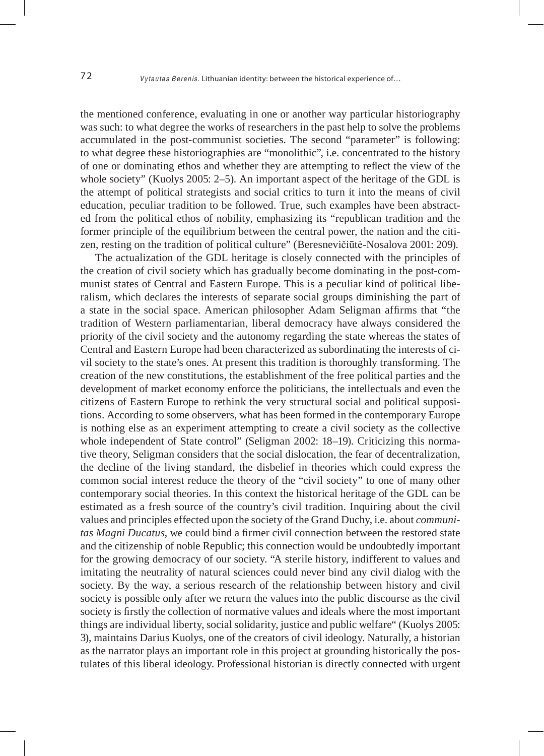the mentioned conference, evaluating in one or another way particular historiography was such: to what degree the works of researchers in the past help to solve the problems accumulated in the post-communist societies. The second "parameter" is following: to what degree these historiographies are "monolithic", i.e. concentrated to the history of one or dominating ethos and whether they are attempting to reflect the view of the whole society" (Kuolys 2005: 2–5). An important aspect of the heritage of the GDL is the attempt of political strategists and social critics to turn it into the means of civil education, peculiar tradition to be followed. True, such examples have been abstracted from the political ethos of nobility, emphasizing its "republican tradition and the former principle of the equilibrium between the central power, the nation and the citizen, resting on the tradition of political culture" (Beresnevičiūtė-Nosalova 2001: 209).

The actualization of the GDL heritage is closely connected with the principles of the creation of civil society which has gradually become dominating in the post-communist states of Central and Eastern Europe. This is a peculiar kind of political liberalism, which declares the interests of separate social groups diminishing the part of a state in the social space. American philosopher Adam Seligman affirms that "the tradition of Western parliamentarian, liberal democracy have always considered the priority of the civil society and the autonomy regarding the state whereas the states of Central and Eastern Europe had been characterized as subordinating the interests of civil society to the state's ones. At present this tradition is thoroughly transforming. The creation of the new constitutions, the establishment of the free political parties and the development of market economy enforce the politicians, the intellectuals and even the citizens of Eastern Europe to rethink the very structural social and political suppositions. According to some observers, what has been formed in the contemporary Europe is nothing else as an experiment attempting to create a civil society as the collective whole independent of State control" (Seligman 2002: 18–19). Criticizing this normative theory, Seligman considers that the social dislocation, the fear of decentralization, the decline of the living standard, the disbelief in theories which could express the common social interest reduce the theory of the "civil society" to one of many other contemporary social theories. In this context the historical heritage of the GDL can be estimated as a fresh source of the country's civil tradition. Inquiring about the civil values and principles effected upon the society of the Grand Duchy, i.e. about *communitas Magni Ducatus*, we could bind a firmer civil connection between the restored state and the citizenship of noble Republic; this connection would be undoubtedly important for the growing democracy of our society. "A sterile history, indifferent to values and imitating the neutrality of natural sciences could never bind any civil dialog with the society. By the way, a serious research of the relationship between history and civil society is possible only after we return the values into the public discourse as the civil society is firstly the collection of normative values and ideals where the most important things are individual liberty, social solidarity, justice and public welfare" (Kuolys 2005: 3), maintains Darius Kuolys, one of the creators of civil ideology. Naturally, a historian as the narrator plays an important role in this project at grounding historically the postulates of this liberal ideology. Professional historian is directly connected with urgent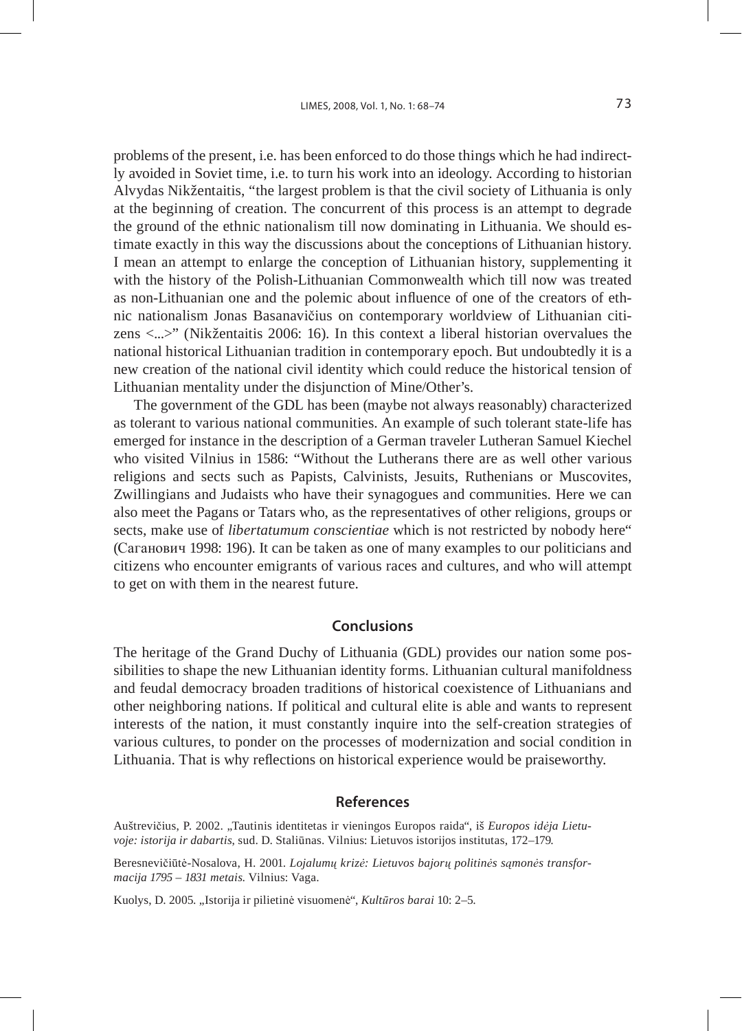problems of the present, i.e. has been enforced to do those things which he had indirectly avoided in Soviet time, i.e. to turn his work into an ideology. According to historian Alvydas Nikžentaitis, "the largest problem is that the civil society of Lithuania is only at the beginning of creation. The concurrent of this process is an attempt to degrade the ground of the ethnic nationalism till now dominating in Lithuania. We should estimate exactly in this way the discussions about the conceptions of Lithuanian history. I mean an attempt to enlarge the conception of Lithuanian history, supplementing it with the history of the Polish-Lithuanian Commonwealth which till now was treated as non-Lithuanian one and the polemic about influence of one of the creators of ethnic nationalism Jonas Basanavičius on contemporary worldview of Lithuanian citizens <...>" (Nikžentaitis 2006: 16). In this context a liberal historian overvalues the national historical Lithuanian tradition in contemporary epoch. But undoubtedly it is a new creation of the national civil identity which could reduce the historical tension of Lithuanian mentality under the disjunction of Mine/Other's.

The government of the GDL has been (maybe not always reasonably) characterized as tolerant to various national communities. An example of such tolerant state-life has emerged for instance in the description of a German traveler Lutheran Samuel Kiechel who visited Vilnius in 1586: "Without the Lutherans there are as well other various religions and sects such as Papists, Calvinists, Jesuits, Ruthenians or Muscovites, Zwillingians and Judaists who have their synagogues and communities. Here we can also meet the Pagans or Tatars who, as the representatives of other religions, groups or sects, make use of *libertatumum conscientiae* which is not restricted by nobody here" (Саганович 1998: 196). It can be taken as one of many examples to our politicians and citizens who encounter emigrants of various races and cultures, and who will attempt to get on with them in the nearest future.

## Conclusions

The heritage of the Grand Duchy of Lithuania (GDL) provides our nation some possibilities to shape the new Lithuanian identity forms. Lithuanian cultural manifoldness and feudal democracy broaden traditions of historical coexistence of Lithuanians and other neighboring nations. If political and cultural elite is able and wants to represent interests of the nation, it must constantly inquire into the self-creation strategies of various cultures, to ponder on the processes of modernization and social condition in Lithuania. That is why reflections on historical experience would be praiseworthy.

## References

Auštrevičius, P. 2002. „Tautinis identitetas ir vieningos Europos raida", iš *Europos idėja Lietuvoje: istorija ir dabartis*, sud. D. Staliūnas. Vilnius: Lietuvos istorijos institutas, 172–179.

Beresnevičiūtė-Nosalova, H. 2001. *Lojalumų krizė: Lietuvos bajorų politinės sąmonės transformacija 1795 – 1831 metais.* Vilnius: Vaga.

Kuolys, D. 2005. „Istorija ir pilietinė visuomenė", *Kultūros barai* 10: 2–5.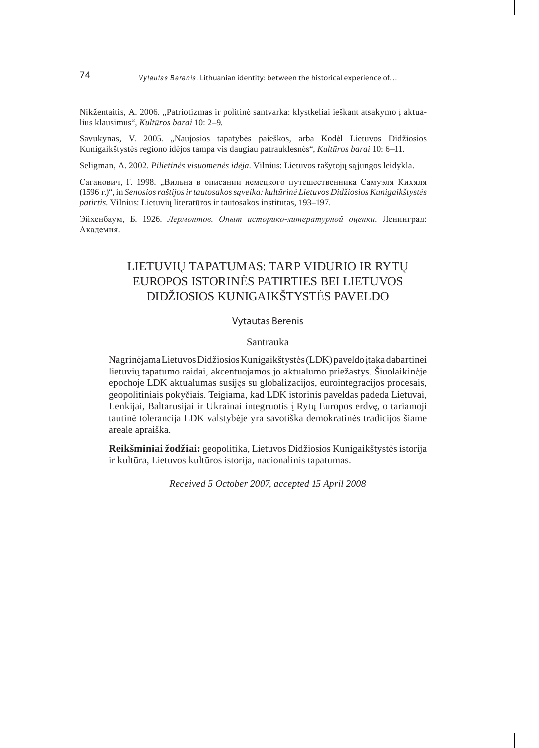Nikžentaitis, A. 2006. „Patriotizmas ir politinė santvarka: klystkeliai ieškant atsakymo į aktualius klausimus“, *Kultūros barai* 10: 2–9.

Savukynas, V. 2005. „Naujosios tapatybės paieškos, arba Kodėl Lietuvos Didžiosios Kunigaikštystės regiono idėjos tampa vis daugiau patrauklesnės“, *Kultūros barai* 10: 6–11.

Seligman, A. 2002. *Pilietinės visuomenės idėja*. Vilnius: Lietuvos rašytojų sąjungos leidykla.

Саганович, Г. 1998. „Вильна в описании немецкого путешественника Самуэля Кихяля (1596 г.)“, in *Senosios raštijos ir tautosakos sąveika: kultūrinė Lietuvos Didžiosios Kunigaikštystės patirtis*. Vilnius: Lietuvių literatūros ir tautosakos institutas, 193–197.

Эйхенбаум, Б. 1926. *Лермонтов. Опыт историко-литературной оценки*. Ленинград: Академия.

# LIETUVIŲ TAPATUMAS: TARP VIDURIO IR RYTŲ EUROPOS ISTORINĖS PATIRTIES BEI LIETUVOS DIDŽIOSIOS KUNIGAIKŠTYSTĖS PAVELDO

Vytautas Berenis

## Santrauka

Nagrinėjama Lietuvos Didžiosios Kunigaikštystės (LDK) paveldo įtaka dabartinei lietuvių tapatumo raidai, akcentuojamos jo aktualumo priežastys. Šiuolaikinėje epochoje LDK aktualumas susijęs su globalizacijos, eurointegracijos procesais, geopolitiniais pokyčiais. Teigiama, kad LDK istorinis paveldas padeda Lietuvai, Lenkijai, Baltarusijai ir Ukrainai integruotis į Rytų Europos erdvę, o tariamoji tautinė tolerancija LDK valstybėje yra savotiška demokratinės tradicijos šiame areale apraiška.

**Reikšminiai žodžiai:** geopolitika, Lietuvos Didžiosios Kunigaikštystės istorija ir kultūra, Lietuvos kultūros istorija, nacionalinis tapatumas.

*Received 5 October 2007, accepted 15 April 2008*